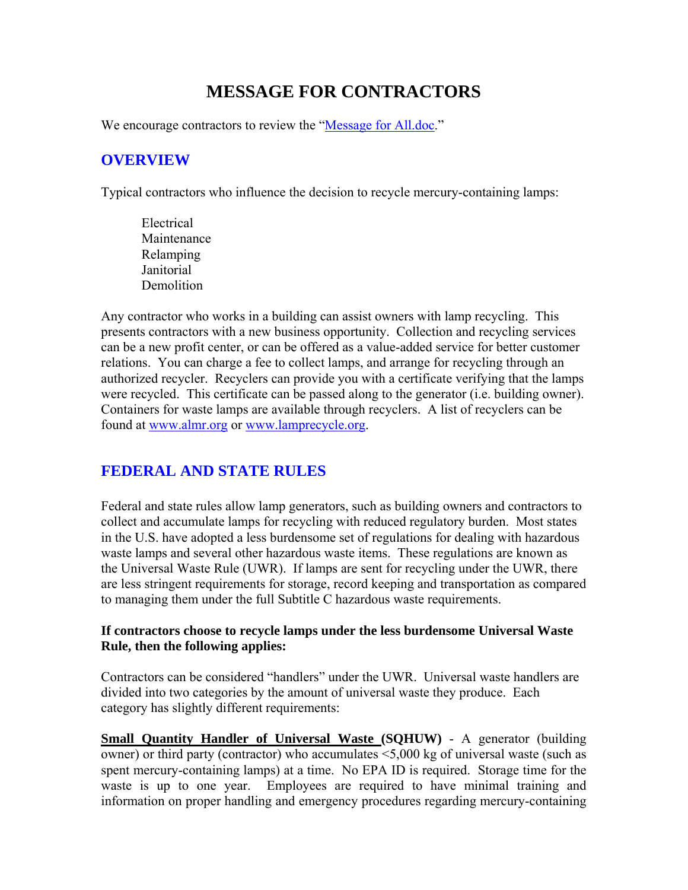# MESSAGE FOR CONTRACTORS

We encourage contractors to review the "[Message for All.doc](Message for All.doc)."

## OVERVIEW

Typical contractors who influence the decision to recycle mercury-containing lamps:

- Electrical
- Maintenance
- Relamping
- Janitorial
- Demolition

Any contractor who works in a building can assist owners with lamp recycling. This presents contractors with a new business opportunity. Collection and recycling services can be a new profit center, or can be offered as a value-added service for better customer relations. You can charge a fee to collect lamps, and arrange for recycling through an authorized recycler. Recyclers can provide you with a certificate verifying that the lamps were recycled. This certificate can be passed along to the generator (i.e. building owner). Containers for waste lamps are available through recyclers. A list of recyclers can be found at [www.almr.org](http://www.almr.org) or [www.lamprecycle.org](http://www.lamprecycle.org).

## FEDERAL AND STATE RULES

Federal and state rules allow lamp generators, such as building owners and contractors to collect and accumulate lamps for recycling with reduced regulatory burden. Most states in the U.S. have adopted a less burdensome set of regulations for dealing with hazardous waste lamps and several other hazardous waste items. These regulations are known as the Universal Waste Rule (UWR). If lamps are sent for recycling under the UWR, there are less stringent requirements for storage, record keeping and transportation as compared to managing them under the full Subtitle C hazardous waste requirements.

**If contractors choose to recycle lamps under the less burdensome Universal Waste Rule, then the following applies:**

Contractors can be considered "handlers" under the UWR. Universal waste handlers are divided into two categories by the amount of universal waste they produce. Each category has slightly different requirements:

**Small Quantity Handler of Universal Waste (SQHUW)** - A generator (building owner) or third party (contractor) who accumulates <5,000 kg of universal waste (such as spent mercury-containing lamps) at a time. No EPA ID is required. Storage time for the waste is up to one year. Employees are required to have minimal training and information on proper handling and emergency procedures regarding mercury-containing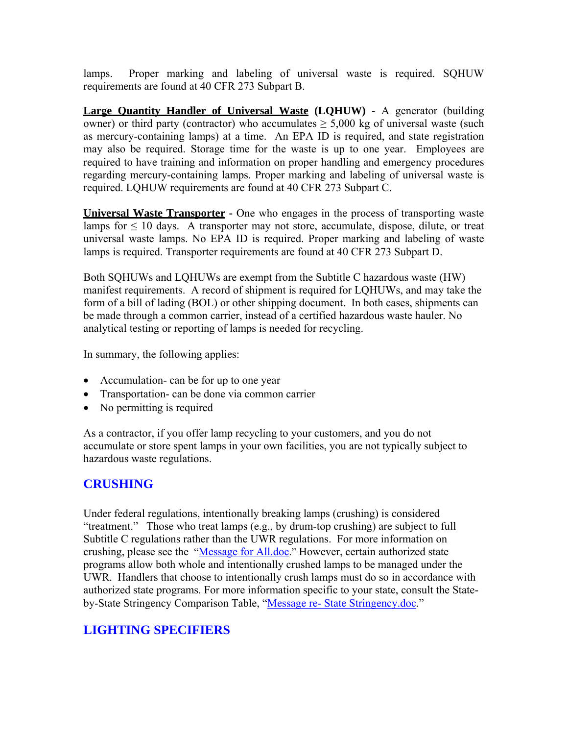lamps. Proper marking and labeling of universal waste is required. SQHUW requirements are found at 40 CFR 273 Subpart B.

**Large Quantity Handler of Universal Waste (LQHUW)** - A generator (building owner) or third party (contractor) who accumulates ≥ 5,000 kg of universal waste (such as mercury-containing lamps) at a time. An EPA ID is required, and state registration may also be required. Storage time for the waste is up to one year. Employees are required to have training and information on proper handling and emergency procedures regarding mercury-containing lamps. Proper marking and labeling of universal waste is required. LQHUW requirements are found at 40 CFR 273 Subpart C.

**Universal Waste Transporter** - One who engages in the process of transporting waste lamps for ≤ 10 days. A transporter may not store, accumulate, dispose, dilute, or treat universal waste lamps. No EPA ID is required. Proper marking and labeling of waste lamps is required. Transporter requirements are found at 40 CFR 273 Subpart D.

Both SQHUWs and LQHUWs are exempt from the Subtitle C hazardous waste (HW) manifest requirements. A record of shipment is required for LQHUWs, and may take the form of a bill of lading (BOL) or other shipping document. In both cases, shipments can be made through a common carrier, instead of a certified hazardous waste hauler. No analytical testing or reporting of lamps is needed for recycling.

In summary, the following applies:

- Accumulation- can be for up to one year
- Transportation- can be done via common carrier
- No permitting is required

As a contractor, if you offer lamp recycling to your customers, and you do not accumulate or store spent lamps in your own facilities, you are not typically subject to hazardous waste regulations.

## CRUSHING

Under federal regulations, intentionally breaking lamps (crushing) is considered "treatment." Those who treat lamps (e.g., by drum-top crushing) are subject to full Subtitle C regulations rather than the UWR regulations. For more information on crushing, please see the "Message for All.doc." However, certain authorized state programs allow both whole and intentionally crushed lamps to be managed under the UWR. Handlers that choose to intentionally crush lamps must do so in accordance with authorized state programs. For more information specific to your state, consult the State-by-State Stringency Comparison Table, "Message re- State Stringency.doc."

## LIGHTING SPECIFIERS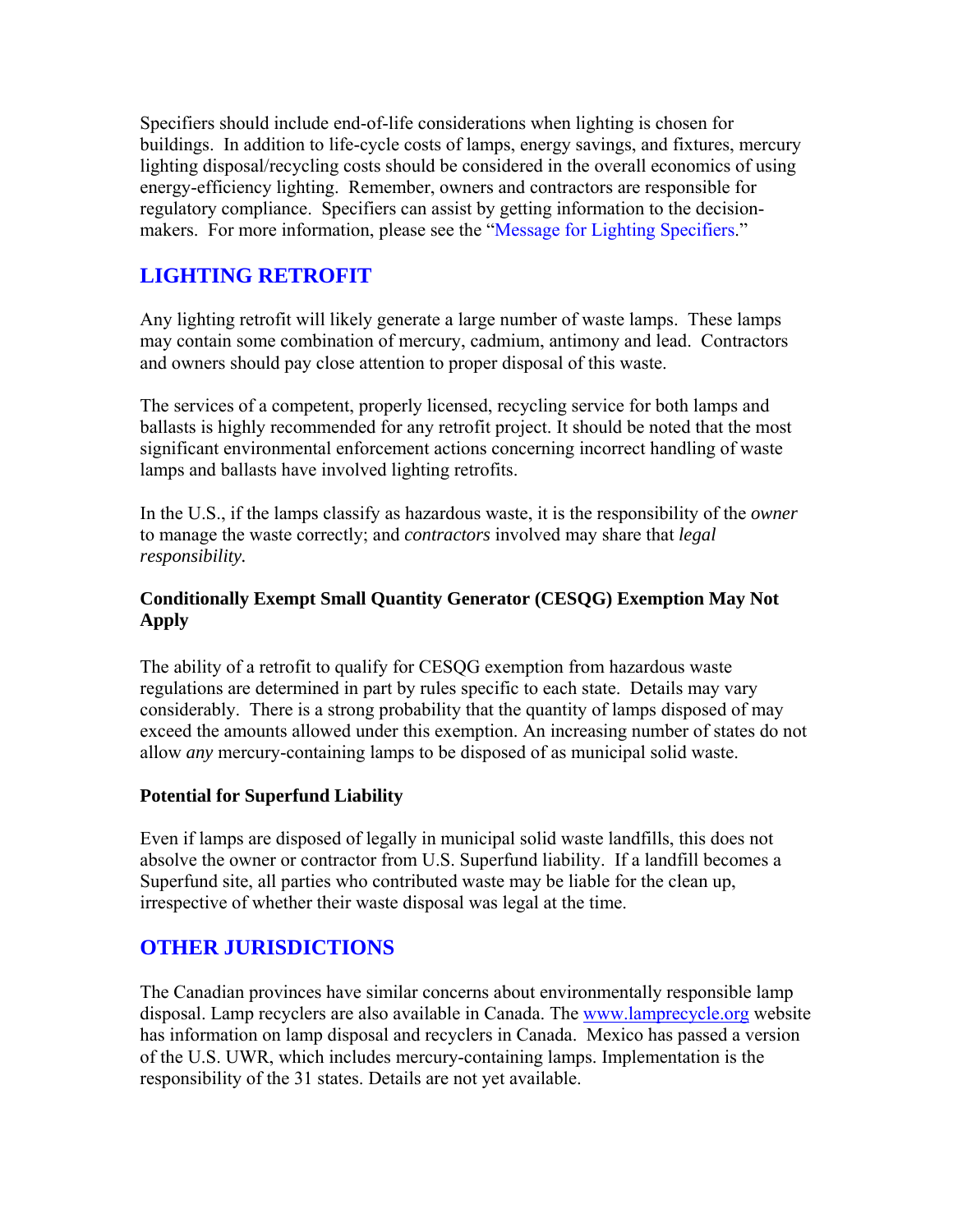Specifiers should include end-of-life considerations when lighting is chosen for buildings. In addition to life-cycle costs of lamps, energy savings, and fixtures, mercury lighting disposal/recycling costs should be considered in the overall economics of using energy-efficiency lighting. Remember, owners and contractors are responsible for regulatory compliance. Specifiers can assist by getting information to the decision-makers. For more information, please see the "Message for Lighting Specifiers."

## LIGHTING RETROFIT

Any lighting retrofit will likely generate a large number of waste lamps. These lamps may contain some combination of mercury, cadmium, antimony and lead. Contractors and owners should pay close attention to proper disposal of this waste.

The services of a competent, properly licensed, recycling service for both lamps and ballasts is highly recommended for any retrofit project. It should be noted that the most significant environmental enforcement actions concerning incorrect handling of waste lamps and ballasts have involved lighting retrofits.

In the U.S., if the lamps classify as hazardous waste, it is the responsibility of the *owner* to manage the waste correctly; and *contractors* involved may share that *legal responsibility.*

### Conditionally Exempt Small Quantity Generator (CESQG) Exemption May Not Apply

The ability of a retrofit to qualify for CESQG exemption from hazardous waste regulations are determined in part by rules specific to each state. Details may vary considerably. There is a strong probability that the quantity of lamps disposed of may exceed the amounts allowed under this exemption. An increasing number of states do not allow *any* mercury-containing lamps to be disposed of as municipal solid waste.

### Potential for Superfund Liability

Even if lamps are disposed of legally in municipal solid waste landfills, this does not absolve the owner or contractor from U.S. Superfund liability. If a landfill becomes a Superfund site, all parties who contributed waste may be liable for the clean up, irrespective of whether their waste disposal was legal at the time.

## OTHER JURISDICTIONS

The Canadian provinces have similar concerns about environmentally responsible lamp disposal. Lamp recyclers are also available in Canada. The www.lamprecycle.org website has information on lamp disposal and recyclers in Canada. Mexico has passed a version of the U.S. UWR, which includes mercury-containing lamps. Implementation is the responsibility of the 31 states. Details are not yet available.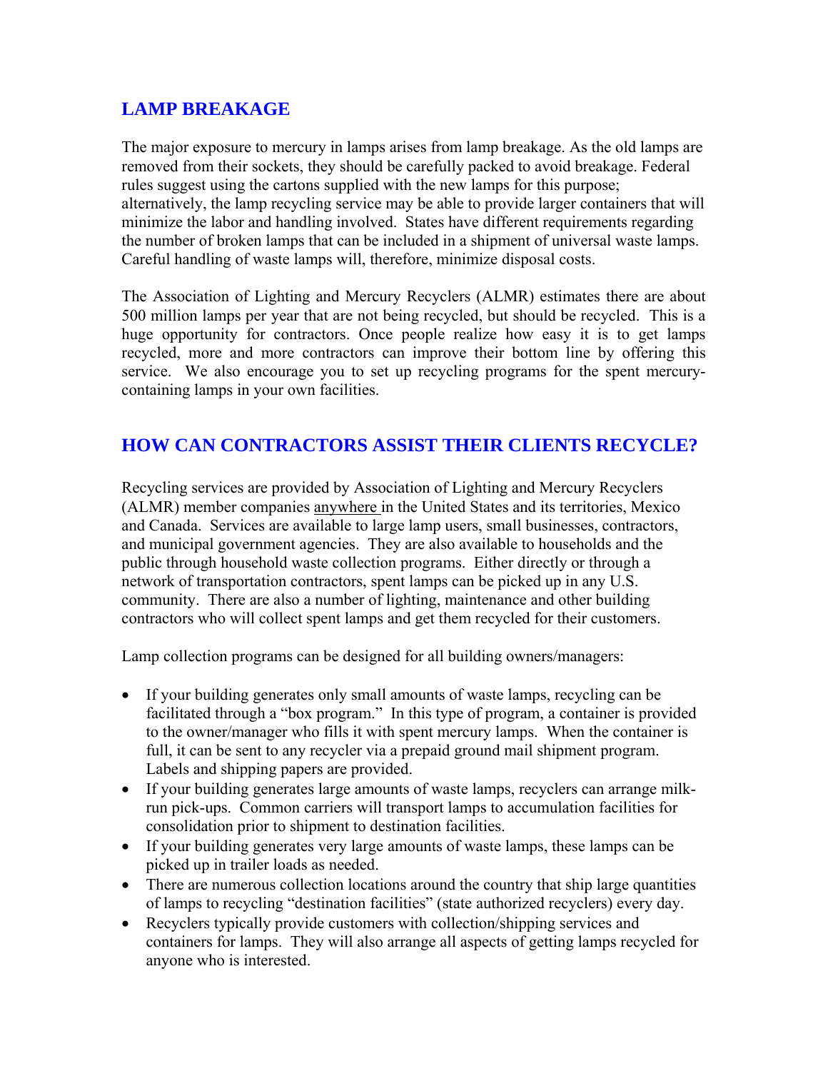## LAMP BREAKAGE

The major exposure to mercury in lamps arises from lamp breakage. As the old lamps are removed from their sockets, they should be carefully packed to avoid breakage. Federal rules suggest using the cartons supplied with the new lamps for this purpose; alternatively, the lamp recycling service may be able to provide larger containers that will minimize the labor and handling involved. States have different requirements regarding the number of broken lamps that can be included in a shipment of universal waste lamps. Careful handling of waste lamps will, therefore, minimize disposal costs.

The Association of Lighting and Mercury Recyclers (ALMR) estimates there are about 500 million lamps per year that are not being recycled, but should be recycled. This is a huge opportunity for contractors. Once people realize how easy it is to get lamps recycled, more and more contractors can improve their bottom line by offering this service. We also encourage you to set up recycling programs for the spent mercury-containing lamps in your own facilities.

## HOW CAN CONTRACTORS ASSIST THEIR CLIENTS RECYCLE?

Recycling services are provided by Association of Lighting and Mercury Recyclers (ALMR) member companies <u>anywhere</u> in the United States and its territories, Mexico and Canada. Services are available to large lamp users, small businesses, contractors, and municipal government agencies. They are also available to households and the public through household waste collection programs. Either directly or through a network of transportation contractors, spent lamps can be picked up in any U.S. community. There are also a number of lighting, maintenance and other building contractors who will collect spent lamps and get them recycled for their customers.

Lamp collection programs can be designed for all building owners/managers:

- If your building generates only small amounts of waste lamps, recycling can be facilitated through a "box program." In this type of program, a container is provided to the owner/manager who fills it with spent mercury lamps. When the container is full, it can be sent to any recycler via a prepaid ground mail shipment program. Labels and shipping papers are provided.
- If your building generates large amounts of waste lamps, recyclers can arrange milk-run pick-ups. Common carriers will transport lamps to accumulation facilities for consolidation prior to shipment to destination facilities.
- If your building generates very large amounts of waste lamps, these lamps can be picked up in trailer loads as needed.
- There are numerous collection locations around the country that ship large quantities of lamps to recycling "destination facilities" (state authorized recyclers) every day.
- Recyclers typically provide customers with collection/shipping services and containers for lamps. They will also arrange all aspects of getting lamps recycled for anyone who is interested.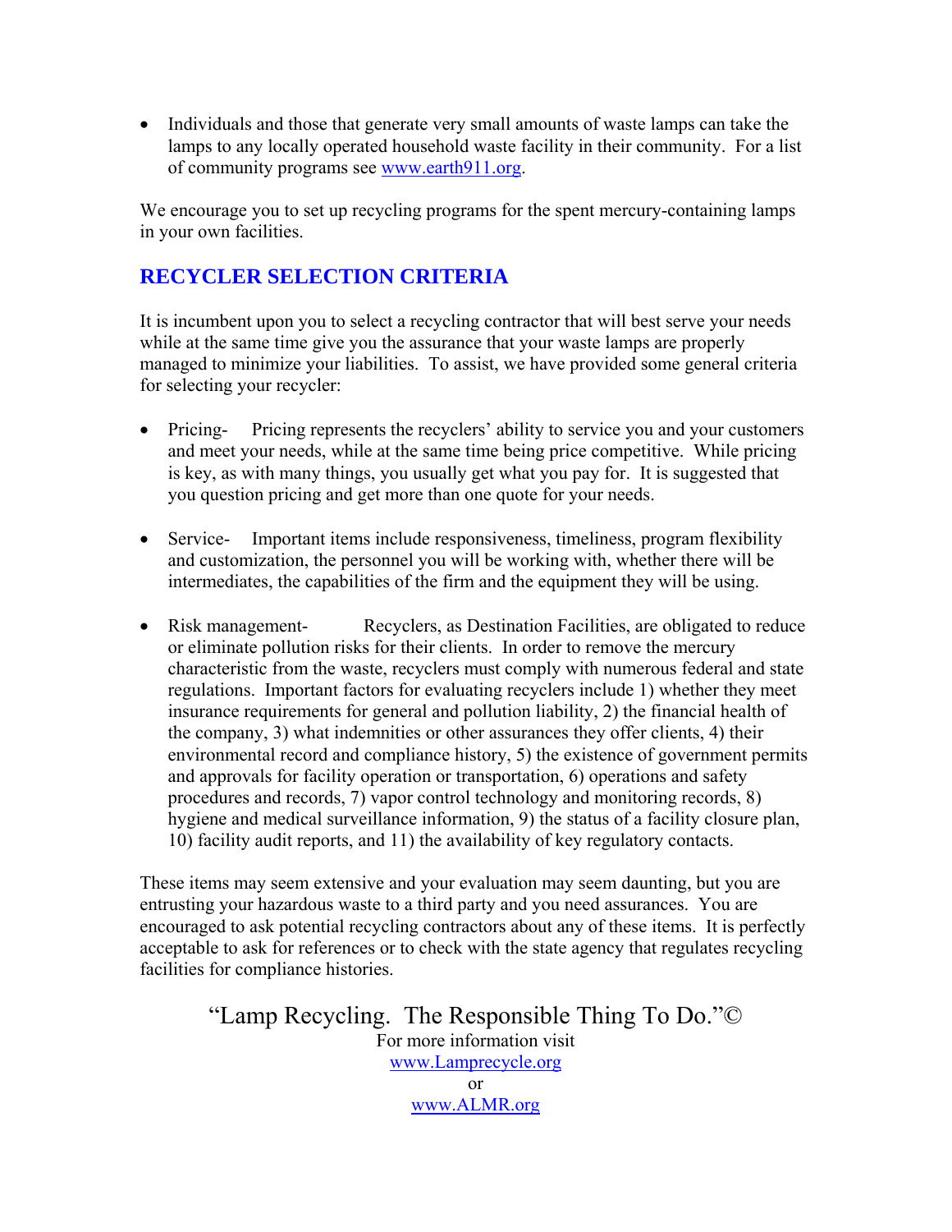- Individuals and those that generate very small amounts of waste lamps can take the lamps to any locally operated household waste facility in their community. For a list of community programs see [www.earth911.org](http://www.earth911.org).

We encourage you to set up recycling programs for the spent mercury-containing lamps in your own facilities.

## RECYCLER SELECTION CRITERIA

It is incumbent upon you to select a recycling contractor that will best serve your needs while at the same time give you the assurance that your waste lamps are properly managed to minimize your liabilities. To assist, we have provided some general criteria for selecting your recycler:

- Pricing- Pricing represents the recyclers' ability to service you and your customers and meet your needs, while at the same time being price competitive. While pricing is key, as with many things, you usually get what you pay for. It is suggested that you question pricing and get more than one quote for your needs.

- Service- Important items include responsiveness, timeliness, program flexibility and customization, the personnel you will be working with, whether there will be intermediates, the capabilities of the firm and the equipment they will be using.

- Risk management- Recyclers, as Destination Facilities, are obligated to reduce or eliminate pollution risks for their clients. In order to remove the mercury characteristic from the waste, recyclers must comply with numerous federal and state regulations. Important factors for evaluating recyclers include 1) whether they meet insurance requirements for general and pollution liability, 2) the financial health of the company, 3) what indemnities or other assurances they offer clients, 4) their environmental record and compliance history, 5) the existence of government permits and approvals for facility operation or transportation, 6) operations and safety procedures and records, 7) vapor control technology and monitoring records, 8) hygiene and medical surveillance information, 9) the status of a facility closure plan, 10) facility audit reports, and 11) the availability of key regulatory contacts.

These items may seem extensive and your evaluation may seem daunting, but you are entrusting your hazardous waste to a third party and you need assurances. You are encouraged to ask potential recycling contractors about any of these items. It is perfectly acceptable to ask for references or to check with the state agency that regulates recycling facilities for compliance histories.

"Lamp Recycling. The Responsible Thing To Do."©

For more information visit

[www.Lamprecycle.org](http://www.Lamprecycle.org)

or

[www.ALMR.org](http://www.ALMR.org)